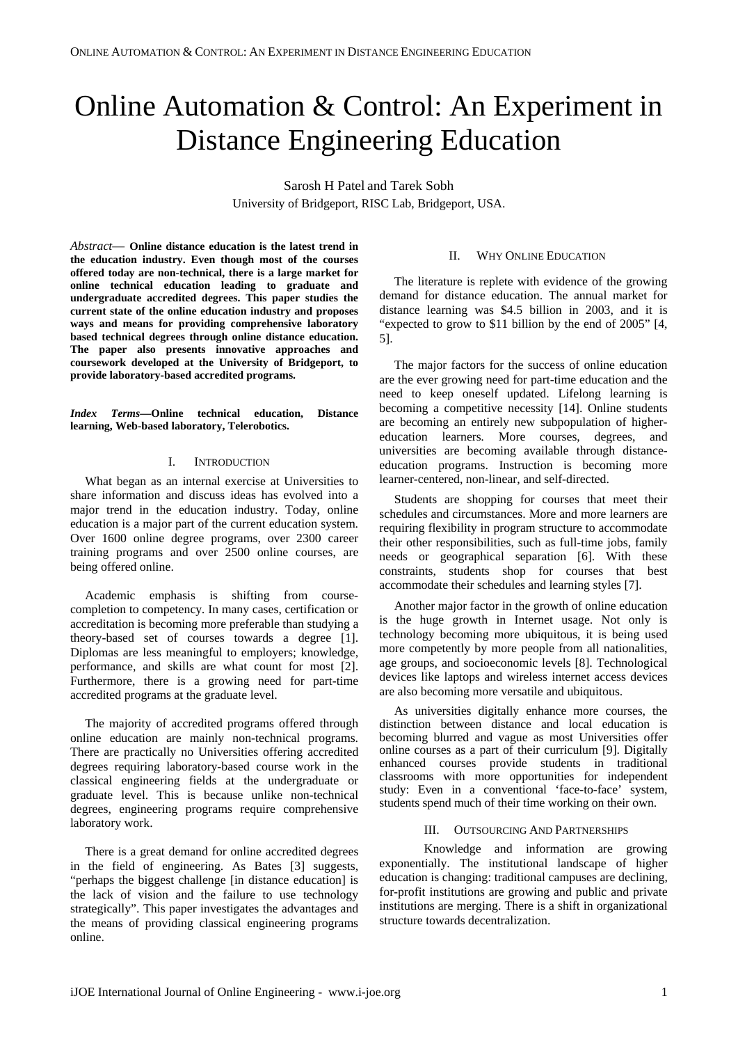# Online Automation & Control: An Experiment in Distance Engineering Education

Sarosh H Patel and Tarek Sobh

University of Bridgeport, RISC Lab, Bridgeport, USA.

*Abstract*— **Online distance education is the latest trend in the education industry. Even though most of the courses offered today are non-technical, there is a large market for online technical education leading to graduate and undergraduate accredited degrees. This paper studies the current state of the online education industry and proposes ways and means for providing comprehensive laboratory based technical degrees through online distance education. The paper also presents innovative approaches and coursework developed at the University of Bridgeport, to provide laboratory-based accredited programs.**

***Index Terms*—Online technical education, Distance learning, Web-based laboratory, Telerobotics.**

## I. Introduction

What began as an internal exercise at Universities to share information and discuss ideas has evolved into a major trend in the education industry. Today, online education is a major part of the current education system. Over 1600 online degree programs, over 2300 career training programs and over 2500 online courses, are being offered online.

Academic emphasis is shifting from course-completion to competency. In many cases, certification or accreditation is becoming more preferable than studying a theory-based set of courses towards a degree [1]. Diplomas are less meaningful to employers; knowledge, performance, and skills are what count for most [2]. Furthermore, there is a growing need for part-time accredited programs at the graduate level.

The majority of accredited programs offered through online education are mainly non-technical programs. There are practically no Universities offering accredited degrees requiring laboratory-based course work in the classical engineering fields at the undergraduate or graduate level. This is because unlike non-technical degrees, engineering programs require comprehensive laboratory work.

There is a great demand for online accredited degrees in the field of engineering. As Bates [3] suggests, "perhaps the biggest challenge [in distance education] is the lack of vision and the failure to use technology strategically". This paper investigates the advantages and the means of providing classical engineering programs online.

## II. Why Online Education

The literature is replete with evidence of the growing demand for distance education. The annual market for distance learning was $4.5 billion in 2003, and it is "expected to grow to $11 billion by the end of 2005" [4, 5].

The major factors for the success of online education are the ever growing need for part-time education and the need to keep oneself updated. Lifelong learning is becoming a competitive necessity [14]. Online students are becoming an entirely new subpopulation of higher-education learners. More courses, degrees, and universities are becoming available through distance-education programs. Instruction is becoming more learner-centered, non-linear, and self-directed.

Students are shopping for courses that meet their schedules and circumstances. More and more learners are requiring flexibility in program structure to accommodate their other responsibilities, such as full-time jobs, family needs or geographical separation [6]. With these constraints, students shop for courses that best accommodate their schedules and learning styles [7].

Another major factor in the growth of online education is the huge growth in Internet usage. Not only is technology becoming more ubiquitous, it is being used more competently by more people from all nationalities, age groups, and socioeconomic levels [8]. Technological devices like laptops and wireless internet access devices are also becoming more versatile and ubiquitous.

As universities digitally enhance more courses, the distinction between distance and local education is becoming blurred and vague as most Universities offer online courses as a part of their curriculum [9]. Digitally enhanced courses provide students in traditional classrooms with more opportunities for independent study: Even in a conventional 'face-to-face' system, students spend much of their time working on their own.

## III. Outsourcing And Partnerships

Knowledge and information are growing exponentially. The institutional landscape of higher education is changing: traditional campuses are declining, for-profit institutions are growing and public and private institutions are merging. There is a shift in organizational structure towards decentralization.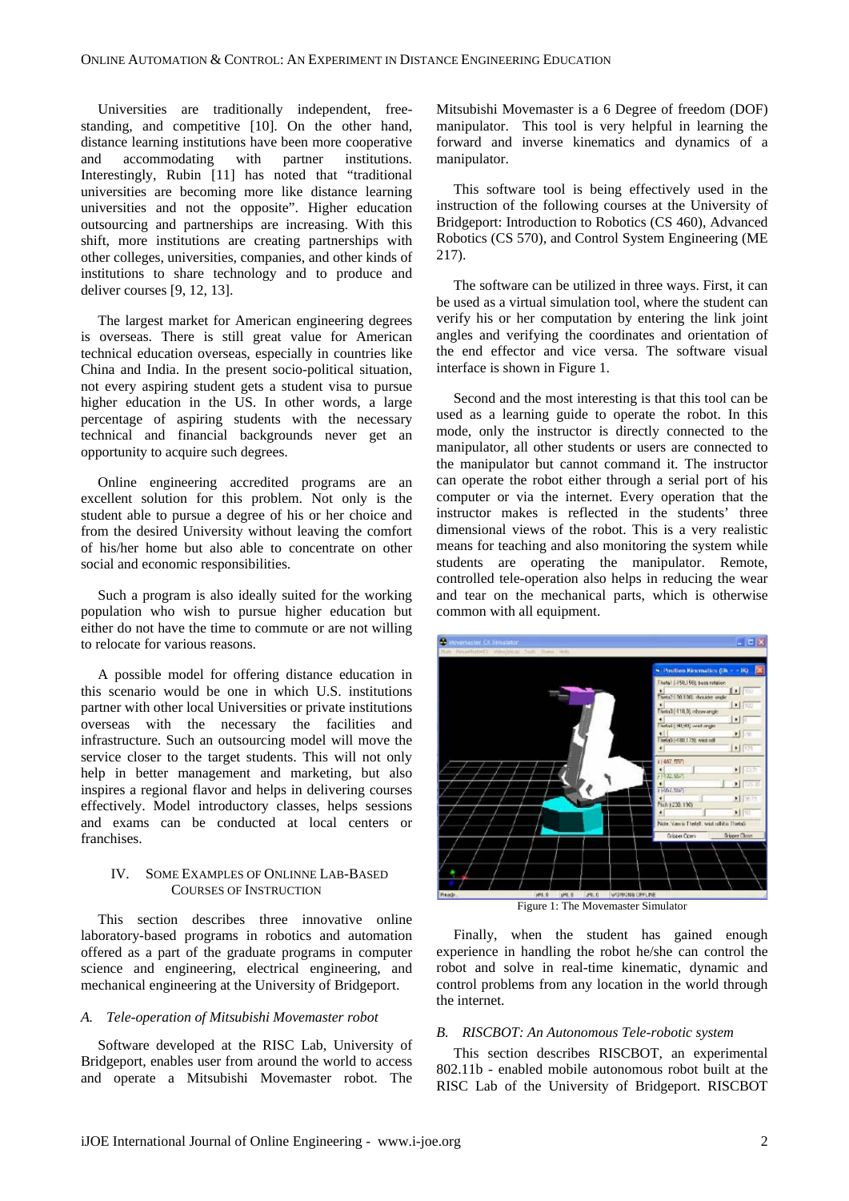Universities are traditionally independent, free-standing, and competitive [10]. On the other hand, distance learning institutions have been more cooperative and accommodating with partner institutions. Interestingly, Rubin [11] has noted that "traditional universities are becoming more like distance learning universities and not the opposite". Higher education outsourcing and partnerships are increasing. With this shift, more institutions are creating partnerships with other colleges, universities, companies, and other kinds of institutions to share technology and to produce and deliver courses [9, 12, 13].

The largest market for American engineering degrees is overseas. There is still great value for American technical education overseas, especially in countries like China and India. In the present socio-political situation, not every aspiring student gets a student visa to pursue higher education in the US. In other words, a large percentage of aspiring students with the necessary technical and financial backgrounds never get an opportunity to acquire such degrees.

Online engineering accredited programs are an excellent solution for this problem. Not only is the student able to pursue a degree of his or her choice and from the desired University without leaving the comfort of his/her home but also able to concentrate on other social and economic responsibilities.

Such a program is also ideally suited for the working population who wish to pursue higher education but either do not have the time to commute or are not willing to relocate for various reasons.

A possible model for offering distance education in this scenario would be one in which U.S. institutions partner with other local Universities or private institutions overseas with the necessary the facilities and infrastructure. Such an outsourcing model will move the service closer to the target students. This will not only help in better management and marketing, but also inspires a regional flavor and helps in delivering courses effectively. Model introductory classes, helps sessions and exams can be conducted at local centers or franchises.

## IV. Some Examples of Onlinne Lab-Based Courses of Instruction

This section describes three innovative online laboratory-based programs in robotics and automation offered as a part of the graduate programs in computer science and engineering, electrical engineering, and mechanical engineering at the University of Bridgeport.

### *A. Tele-operation of Mitsubishi Movemaster robot*

Software developed at the RISC Lab, University of Bridgeport, enables user from around the world to access and operate a Mitsubishi Movemaster robot. The Mitsubishi Movemaster is a 6 Degree of freedom (DOF) manipulator. This tool is very helpful in learning the forward and inverse kinematics and dynamics of a manipulator.

This software tool is being effectively used in the instruction of the following courses at the University of Bridgeport: Introduction to Robotics (CS 460), Advanced Robotics (CS 570), and Control System Engineering (ME 217).

The software can be utilized in three ways. First, it can be used as a virtual simulation tool, where the student can verify his or her computation by entering the link joint angles and verifying the coordinates and orientation of the end effector and vice versa. The software visual interface is shown in Figure 1.

Second and the most interesting is that this tool can be used as a learning guide to operate the robot. In this mode, only the instructor is directly connected to the manipulator, all other students or users are connected to the manipulator but cannot command it. The instructor can operate the robot either through a serial port of his computer or via the internet. Every operation that the instructor makes is reflected in the students' three dimensional views of the robot. This is a very realistic means for teaching and also monitoring the system while students are operating the manipulator. Remote, controlled tele-operation also helps in reducing the wear and tear on the mechanical parts, which is otherwise common with all equipment.

Figure 1: The Movemaster Simulator

Finally, when the student has gained enough experience in handling the robot he/she can control the robot and solve in real-time kinematic, dynamic and control problems from any location in the world through the internet.

### *B. RISCBOT: An Autonomous Tele-robotic system*

This section describes RISCBOT, an experimental 802.11b - enabled mobile autonomous robot built at the RISC Lab of the University of Bridgeport. RISCBOT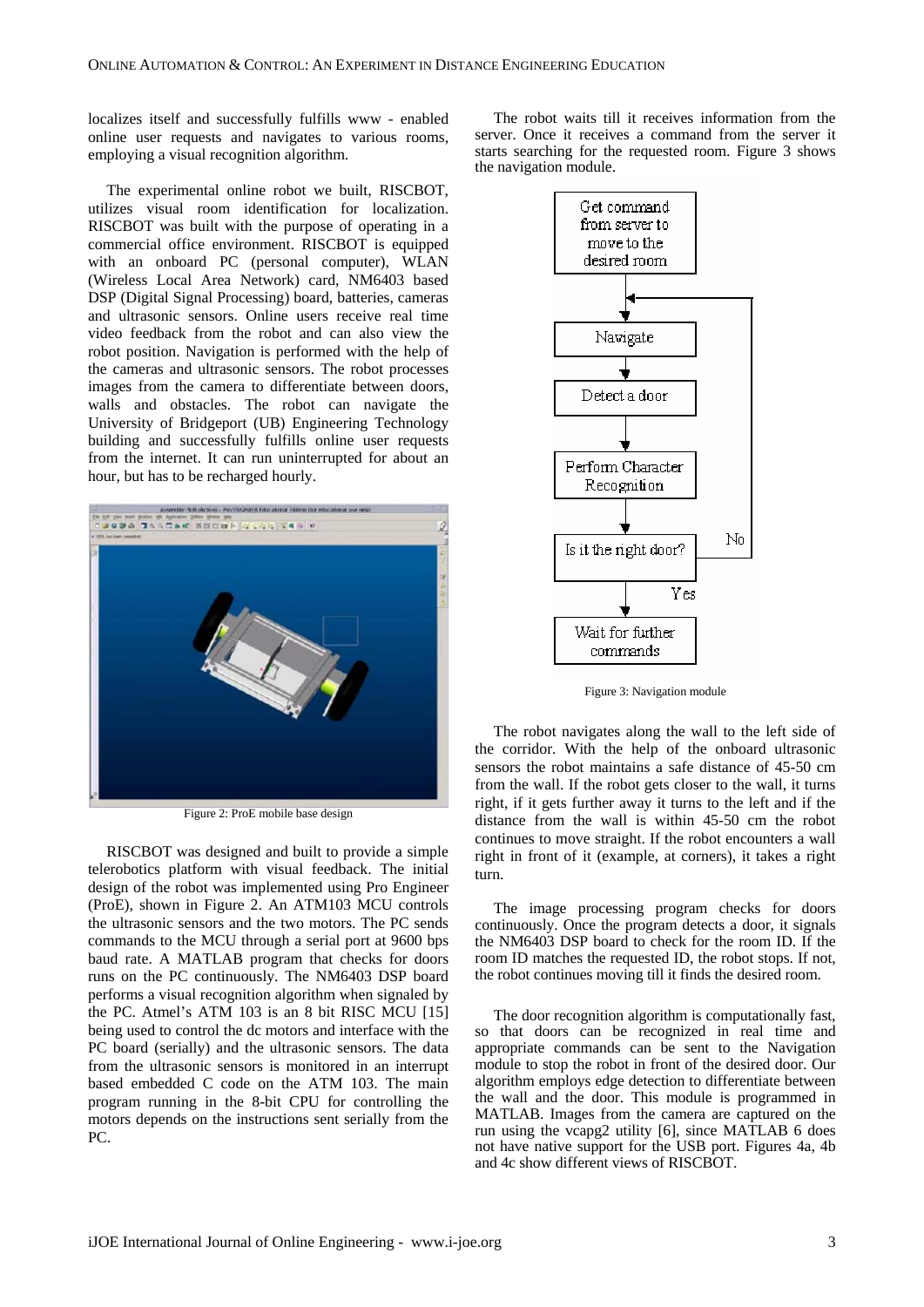localizes itself and successfully fulfills www - enabled online user requests and navigates to various rooms, employing a visual recognition algorithm.

The experimental online robot we built, RISCBOT, utilizes visual room identification for localization. RISCBOT was built with the purpose of operating in a commercial office environment. RISCBOT is equipped with an onboard PC (personal computer), WLAN (Wireless Local Area Network) card, NM6403 based DSP (Digital Signal Processing) board, batteries, cameras and ultrasonic sensors. Online users receive real time video feedback from the robot and can also view the robot position. Navigation is performed with the help of the cameras and ultrasonic sensors. The robot processes images from the camera to differentiate between doors, walls and obstacles. The robot can navigate the University of Bridgeport (UB) Engineering Technology building and successfully fulfills online user requests from the internet. It can run uninterrupted for about an hour, but has to be recharged hourly.

Figure 2: ProE mobile base design

RISCBOT was designed and built to provide a simple telerobotics platform with visual feedback. The initial design of the robot was implemented using Pro Engineer (ProE), shown in Figure 2. An ATM103 MCU controls the ultrasonic sensors and the two motors. The PC sends commands to the MCU through a serial port at 9600 bps baud rate. A MATLAB program that checks for doors runs on the PC continuously. The NM6403 DSP board performs a visual recognition algorithm when signaled by the PC. Atmel's ATM 103 is an 8 bit RISC MCU [15] being used to control the dc motors and interface with the PC board (serially) and the ultrasonic sensors. The data from the ultrasonic sensors is monitored in an interrupt based embedded C code on the ATM 103. The main program running in the 8-bit CPU for controlling the motors depends on the instructions sent serially from the PC.

The robot waits till it receives information from the server. Once it receives a command from the server it starts searching for the requested room. Figure 3 shows the navigation module.

Figure 3: Navigation module

The robot navigates along the wall to the left side of the corridor. With the help of the onboard ultrasonic sensors the robot maintains a safe distance of 45-50 cm from the wall. If the robot gets closer to the wall, it turns right, if it gets further away it turns to the left and if the distance from the wall is within 45-50 cm the robot continues to move straight. If the robot encounters a wall right in front of it (example, at corners), it takes a right turn.

The image processing program checks for doors continuously. Once the program detects a door, it signals the NM6403 DSP board to check for the room ID. If the room ID matches the requested ID, the robot stops. If not, the robot continues moving till it finds the desired room.

The door recognition algorithm is computationally fast, so that doors can be recognized in real time and appropriate commands can be sent to the Navigation module to stop the robot in front of the desired door. Our algorithm employs edge detection to differentiate between the wall and the door. This module is programmed in MATLAB. Images from the camera are captured on the run using the vcapg2 utility [6], since MATLAB 6 does not have native support for the USB port. Figures 4a, 4b and 4c show different views of RISCBOT.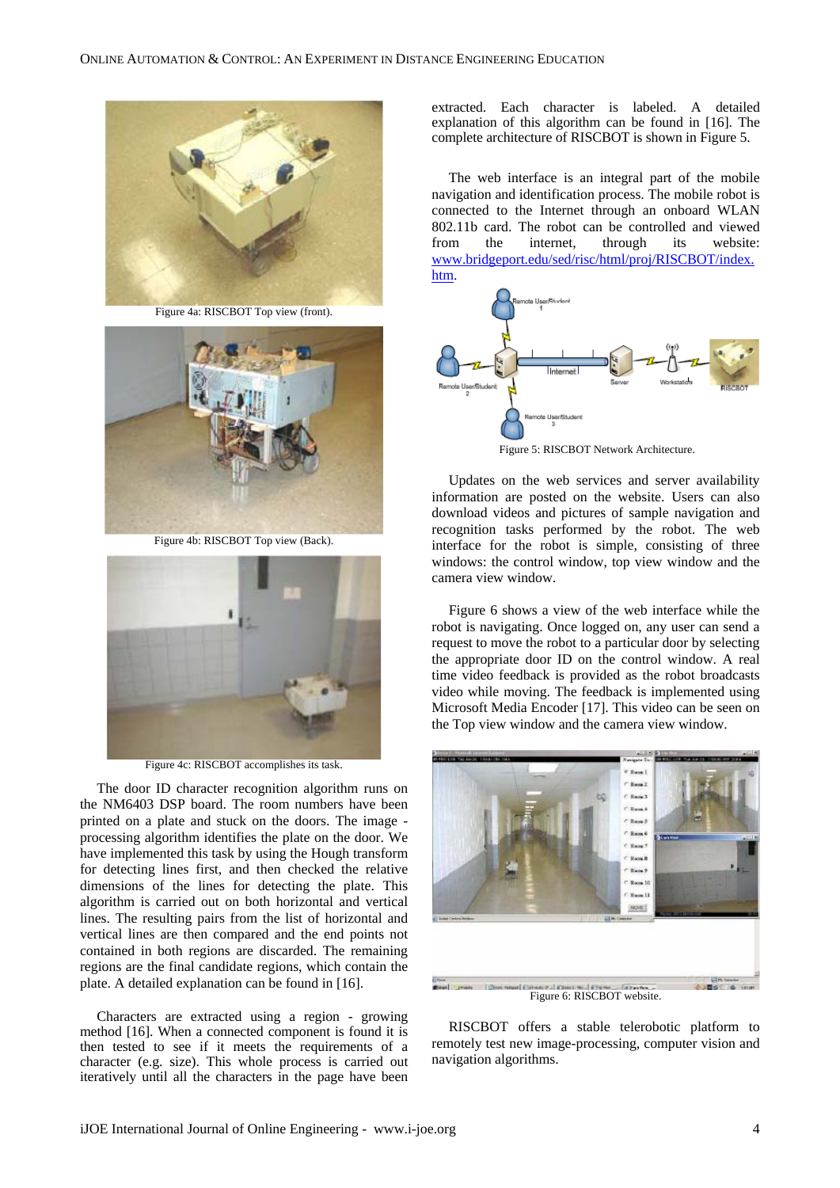Figure 4a: RISCBOT Top view (front).

Figure 4b: RISCBOT Top view (Back).

Figure 4c: RISCBOT accomplishes its task.

The door ID character recognition algorithm runs on the NM6403 DSP board. The room numbers have been printed on a plate and stuck on the doors. The image - processing algorithm identifies the plate on the door. We have implemented this task by using the Hough transform for detecting lines first, and then checked the relative dimensions of the lines for detecting the plate. This algorithm is carried out on both horizontal and vertical lines. The resulting pairs from the list of horizontal and vertical lines are then compared and the end points not contained in both regions are discarded. The remaining regions are the final candidate regions, which contain the plate. A detailed explanation can be found in [16].

Characters are extracted using a region - growing method [16]. When a connected component is found it is then tested to see if it meets the requirements of a character (e.g. size). This whole process is carried out iteratively until all the characters in the page have been extracted. Each character is labeled. A detailed explanation of this algorithm can be found in [16]. The complete architecture of RISCBOT is shown in Figure 5.

The web interface is an integral part of the mobile navigation and identification process. The mobile robot is connected to the Internet through an onboard WLAN 802.11b card. The robot can be controlled and viewed from the internet, through its website: [www.bridgeport.edu/sed/risc/html/proj/RISCBOT/index.htm](www.bridgeport.edu/sed/risc/html/proj/RISCBOT/index.htm).

Figure 5: RISCBOT Network Architecture.

Updates on the web services and server availability information are posted on the website. Users can also download videos and pictures of sample navigation and recognition tasks performed by the robot. The web interface for the robot is simple, consisting of three windows: the control window, top view window and the camera view window.

Figure 6 shows a view of the web interface while the robot is navigating. Once logged on, any user can send a request to move the robot to a particular door by selecting the appropriate door ID on the control window. A real time video feedback is provided as the robot broadcasts video while moving. The feedback is implemented using Microsoft Media Encoder [17]. This video can be seen on the Top view window and the camera view window.

Figure 6: RISCBOT website.

RISCBOT offers a stable telerobotic platform to remotely test new image-processing, computer vision and navigation algorithms.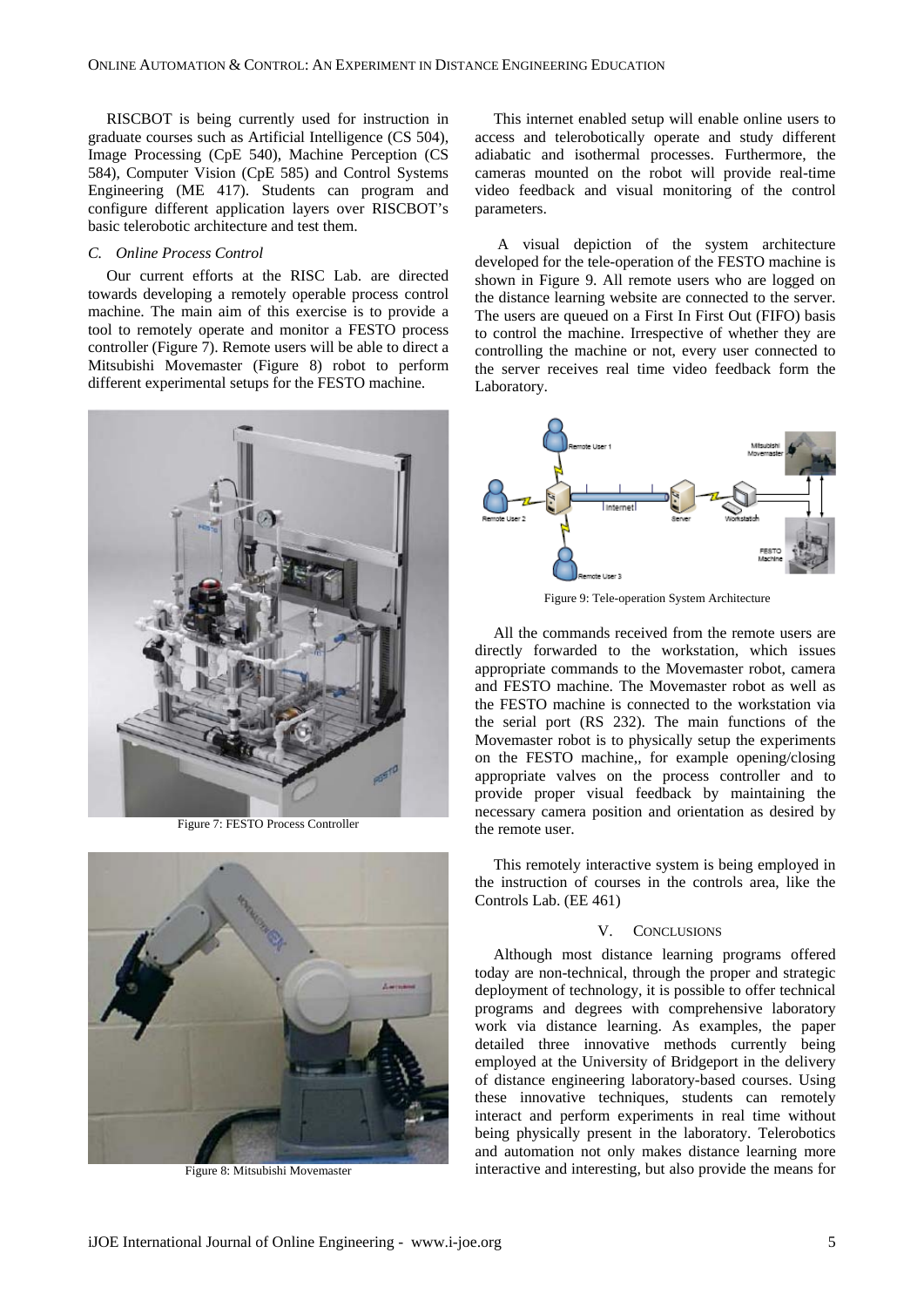RISCBOT is being currently used for instruction in graduate courses such as Artificial Intelligence (CS 504), Image Processing (CpE 540), Machine Perception (CS 584), Computer Vision (CpE 585) and Control Systems Engineering (ME 417). Students can program and configure different application layers over RISCBOT's basic telerobotic architecture and test them.

### *C. Online Process Control*

Our current efforts at the RISC Lab. are directed towards developing a remotely operable process control machine. The main aim of this exercise is to provide a tool to remotely operate and monitor a FESTO process controller (Figure 7). Remote users will be able to direct a Mitsubishi Movemaster (Figure 8) robot to perform different experimental setups for the FESTO machine.

Figure 7: FESTO Process Controller

Figure 8: Mitsubishi Movemaster

This internet enabled setup will enable online users to access and telerobotically operate and study different adiabatic and isothermal processes. Furthermore, the cameras mounted on the robot will provide real-time video feedback and visual monitoring of the control parameters.

A visual depiction of the system architecture developed for the tele-operation of the FESTO machine is shown in Figure 9. All remote users who are logged on the distance learning website are connected to the server. The users are queued on a First In First Out (FIFO) basis to control the machine. Irrespective of whether they are controlling the machine or not, every user connected to the server receives real time video feedback form the Laboratory.

Figure 9: Tele-operation System Architecture

All the commands received from the remote users are directly forwarded to the workstation, which issues appropriate commands to the Movemaster robot, camera and FESTO machine. The Movemaster robot as well as the FESTO machine is connected to the workstation via the serial port (RS 232). The main functions of the Movemaster robot is to physically setup the experiments on the FESTO machine,, for example opening/closing appropriate valves on the process controller and to provide proper visual feedback by maintaining the necessary camera position and orientation as desired by the remote user.

This remotely interactive system is being employed in the instruction of courses in the controls area, like the Controls Lab. (EE 461)

## V. CONCLUSIONS

Although most distance learning programs offered today are non-technical, through the proper and strategic deployment of technology, it is possible to offer technical programs and degrees with comprehensive laboratory work via distance learning. As examples, the paper detailed three innovative methods currently being employed at the University of Bridgeport in the delivery of distance engineering laboratory-based courses. Using these innovative techniques, students can remotely interact and perform experiments in real time without being physically present in the laboratory. Telerobotics and automation not only makes distance learning more interactive and interesting, but also provide the means for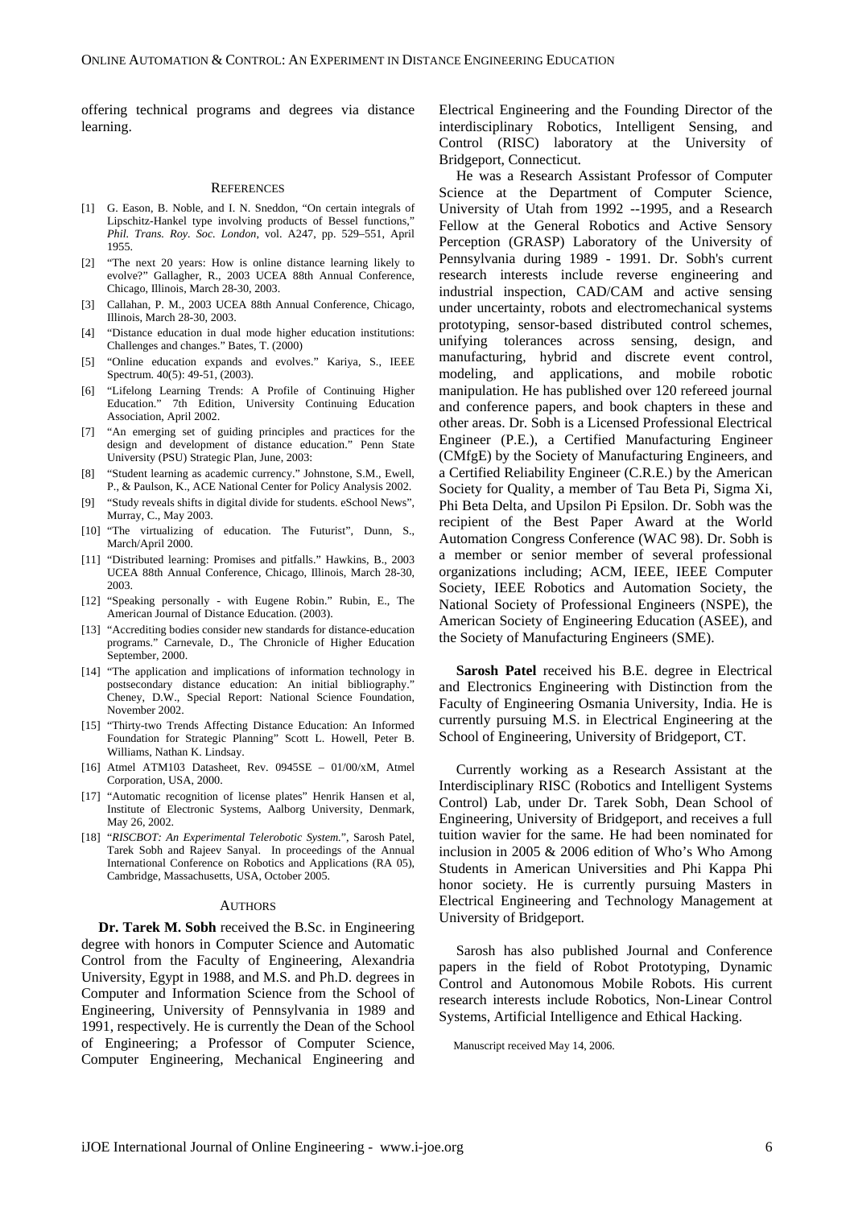offering technical programs and degrees via distance learning.

## References

[1] G. Eason, B. Noble, and I. N. Sneddon, "On certain integrals of Lipschitz-Hankel type involving products of Bessel functions," *Phil. Trans. Roy. Soc. London*, vol. A247, pp. 529–551, April 1955.

[2] "The next 20 years: How is online distance learning likely to evolve?" Gallagher, R., 2003 UCEA 88th Annual Conference, Chicago, Illinois, March 28-30, 2003.

[3] Callahan, P. M., 2003 UCEA 88th Annual Conference, Chicago, Illinois, March 28-30, 2003.

[4] "Distance education in dual mode higher education institutions: Challenges and changes." Bates, T. (2000)

[5] "Online education expands and evolves." Kariya, S., IEEE Spectrum. 40(5): 49-51, (2003).

[6] "Lifelong Learning Trends: A Profile of Continuing Higher Education." 7th Edition, University Continuing Education Association, April 2002.

[7] "An emerging set of guiding principles and practices for the design and development of distance education." Penn State University (PSU) Strategic Plan, June, 2003:

[8] "Student learning as academic currency." Johnstone, S.M., Ewell, P., & Paulson, K., ACE National Center for Policy Analysis 2002.

[9] "Study reveals shifts in digital divide for students. eSchool News", Murray, C., May 2003.

[10] "The virtualizing of education. The Futurist", Dunn, S., March/April 2000.

[11] "Distributed learning: Promises and pitfalls." Hawkins, B., 2003 UCEA 88th Annual Conference, Chicago, Illinois, March 28-30, 2003.

[12] "Speaking personally - with Eugene Robin." Rubin, E., The American Journal of Distance Education. (2003).

[13] "Accrediting bodies consider new standards for distance-education programs." Carnevale, D., The Chronicle of Higher Education September, 2000.

[14] "The application and implications of information technology in postsecondary distance education: An initial bibliography." Cheney, D.W., Special Report: National Science Foundation, November 2002.

[15] "Thirty-two Trends Affecting Distance Education: An Informed Foundation for Strategic Planning" Scott L. Howell, Peter B. Williams, Nathan K. Lindsay.

[16] Atmel ATM103 Datasheet, Rev. 0945SE – 01/00/xM, Atmel Corporation, USA, 2000.

[17] "Automatic recognition of license plates" Henrik Hansen et al, Institute of Electronic Systems, Aalborg University, Denmark, May 26, 2002.

[18] "*RISCBOT: An Experimental Telerobotic System.*", Sarosh Patel, Tarek Sobh and Rajeev Sanyal. In proceedings of the Annual International Conference on Robotics and Applications (RA 05), Cambridge, Massachusetts, USA, October 2005.

## Authors

**Dr. Tarek M. Sobh** received the B.Sc. in Engineering degree with honors in Computer Science and Automatic Control from the Faculty of Engineering, Alexandria University, Egypt in 1988, and M.S. and Ph.D. degrees in Computer and Information Science from the School of Engineering, University of Pennsylvania in 1989 and 1991, respectively. He is currently the Dean of the School of Engineering; a Professor of Computer Science, Computer Engineering, Mechanical Engineering and Electrical Engineering and the Founding Director of the interdisciplinary Robotics, Intelligent Sensing, and Control (RISC) laboratory at the University of Bridgeport, Connecticut.

He was a Research Assistant Professor of Computer Science at the Department of Computer Science, University of Utah from 1992 --1995, and a Research Fellow at the General Robotics and Active Sensory Perception (GRASP) Laboratory of the University of Pennsylvania during 1989 - 1991. Dr. Sobh's current research interests include reverse engineering and industrial inspection, CAD/CAM and active sensing under uncertainty, robots and electromechanical systems prototyping, sensor-based distributed control schemes, unifying tolerances across sensing, design, and manufacturing, hybrid and discrete event control, modeling, and applications, and mobile robotic manipulation. He has published over 120 refereed journal and conference papers, and book chapters in these and other areas. Dr. Sobh is a Licensed Professional Electrical Engineer (P.E.), a Certified Manufacturing Engineer (CMfgE) by the Society of Manufacturing Engineers, and a Certified Reliability Engineer (C.R.E.) by the American Society for Quality, a member of Tau Beta Pi, Sigma Xi, Phi Beta Delta, and Upsilon Pi Epsilon. Dr. Sobh was the recipient of the Best Paper Award at the World Automation Congress Conference (WAC 98). Dr. Sobh is a member or senior member of several professional organizations including; ACM, IEEE, IEEE Computer Society, IEEE Robotics and Automation Society, the National Society of Professional Engineers (NSPE), the American Society of Engineering Education (ASEE), and the Society of Manufacturing Engineers (SME).

**Sarosh Patel** received his B.E. degree in Electrical and Electronics Engineering with Distinction from the Faculty of Engineering Osmania University, India. He is currently pursuing M.S. in Electrical Engineering at the School of Engineering, University of Bridgeport, CT.

Currently working as a Research Assistant at the Interdisciplinary RISC (Robotics and Intelligent Systems Control) Lab, under Dr. Tarek Sobh, Dean School of Engineering, University of Bridgeport, and receives a full tuition wavier for the same. He had been nominated for inclusion in 2005 & 2006 edition of Who's Who Among Students in American Universities and Phi Kappa Phi honor society. He is currently pursuing Masters in Electrical Engineering and Technology Management at University of Bridgeport.

Sarosh has also published Journal and Conference papers in the field of Robot Prototyping, Dynamic Control and Autonomous Mobile Robots. His current research interests include Robotics, Non-Linear Control Systems, Artificial Intelligence and Ethical Hacking.

Manuscript received May 14, 2006.